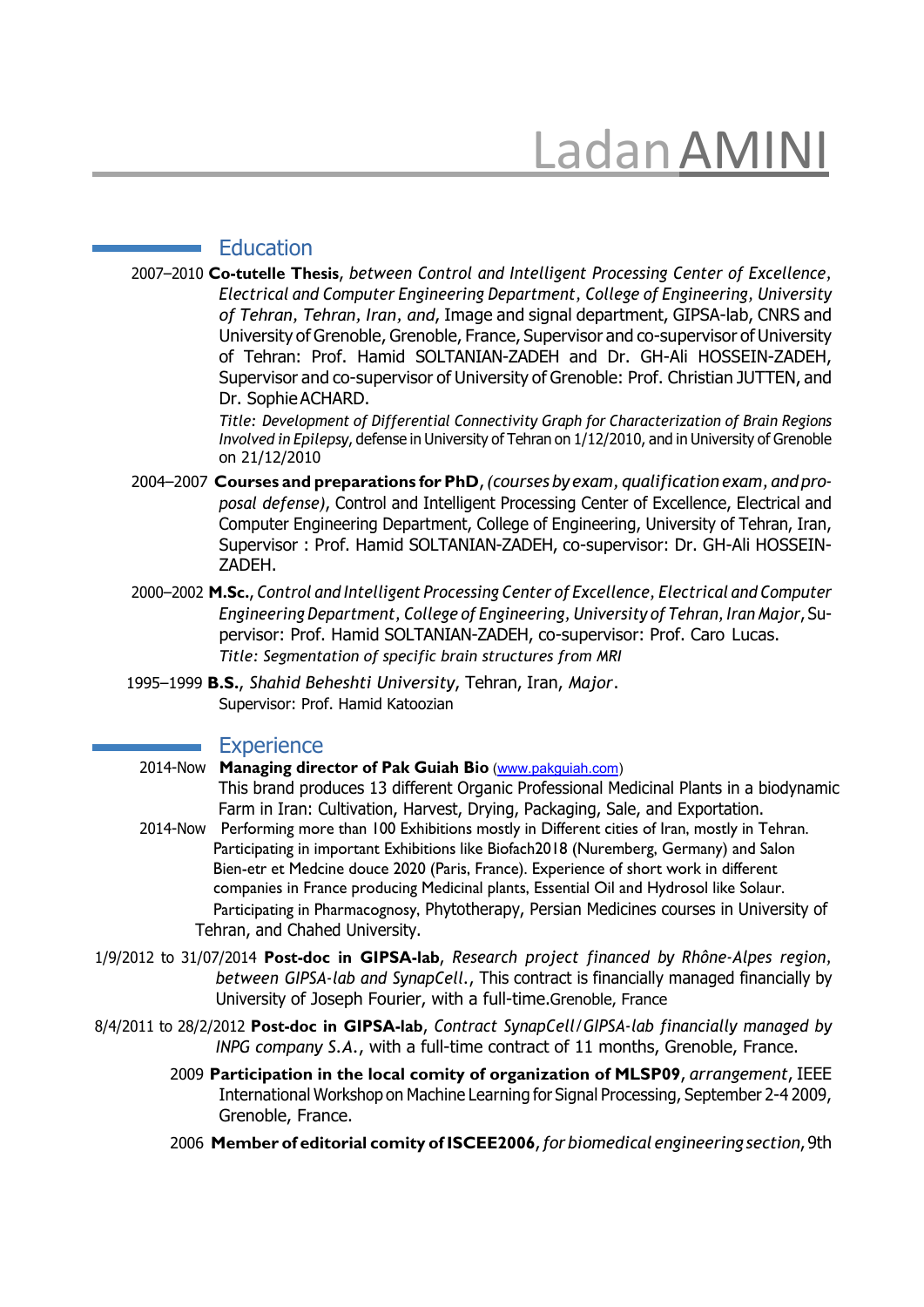# Ladan AMINI

## Education

2007–2010 **Co-tutelle Thesis**, *between Control and Intelligent Processing Center of Excellence, Electrical and Computer Engineering Department, College of Engineering, University of Tehran, Tehran, Iran, and*, Image and signal department, GIPSA-lab, CNRS and University of Grenoble, Grenoble, France, Supervisor and co-supervisor of University of Tehran: Prof. Hamid SOLTANIAN-ZADEH and Dr. GH-Ali HOSSEIN-ZADEH, Supervisor and co-supervisor of University of Grenoble: Prof. Christian JUTTEN, and Dr. Sophie ACHARD.

*Title: Development of Differential Connectivity Graph for Characterization of Brain Regions Involved in Epilepsy*, defense in University of Tehran on 1/12/2010, and in University of Grenoble on 21/12/2010

2004–2007 **Courses and preparations for PhD**, *(courses by exam, qualification exam, and proposal defense)*, Control and Intelligent Processing Center of Excellence, Electrical and Computer Engineering Department, College of Engineering, University of Tehran, Iran, Supervisor : Prof. Hamid SOLTANIAN-ZADEH, co-supervisor: Dr. GH-Ali HOSSEIN-ZADEH.

2000–2002 **M.Sc.**, *Control and Intelligent Processing Center of Excellence, Electrical and Computer Engineering Department, College of Engineering, University of Tehran, Iran Major*, Supervisor: Prof. Hamid SOLTANIAN-ZADEH, co-supervisor: Prof. Caro Lucas.

*Title: Segmentation of specific brain structures from MRI*

1995–1999 **B.S.**, *Shahid Beheshti University*, Tehran, Iran, *Major*.

Supervisor: Prof. Hamid Katoozian

## Experience

2014-Now **Managing director of Pak Guiah Bio** (www.pakguiah.com)

This brand produces 13 different Organic Professional Medicinal Plants in a biodynamic Farm in Iran: Cultivation, Harvest, Drying, Packaging, Sale, and Exportation.

2014-Now Performing more than 100 Exhibitions mostly in Different cities of Iran, mostly in Tehran. Participating in important Exhibitions like Biofach2018 (Nuremberg, Germany) and Salon Bien-etr et Medcine douce 2020 (Paris, France). Experience of short work in different companies in France producing Medicinal plants, Essential Oil and Hydrosol like Solaur. Participating in Pharmacognosy, Phytotherapy, Persian Medicines courses in University of Tehran, and Chahed University.

1/9/2012 to 31/07/2014 **Post-doc in GIPSA-lab**, *Research project financed by Rhône-Alpes region, between GIPSA-lab and SynapCell.*, This contract is financially managed financially by University of Joseph Fourier, with a full-time.Grenoble, France

8/4/2011 to 28/2/2012 **Post-doc in GIPSA-lab**, *Contract SynapCell/GIPSA-lab financially managed by INPG company S.A.*, with a full-time contract of 11 months, Grenoble, France.

2009 **Participation in the local comity of organization of MLSP09**, *arrangement*, IEEE International Workshop on Machine Learning for Signal Processing, September 2-4 2009, Grenoble, France.

2006 **Member of editorial comity of ISCEE2006**, *for biomedical engineering section*, 9th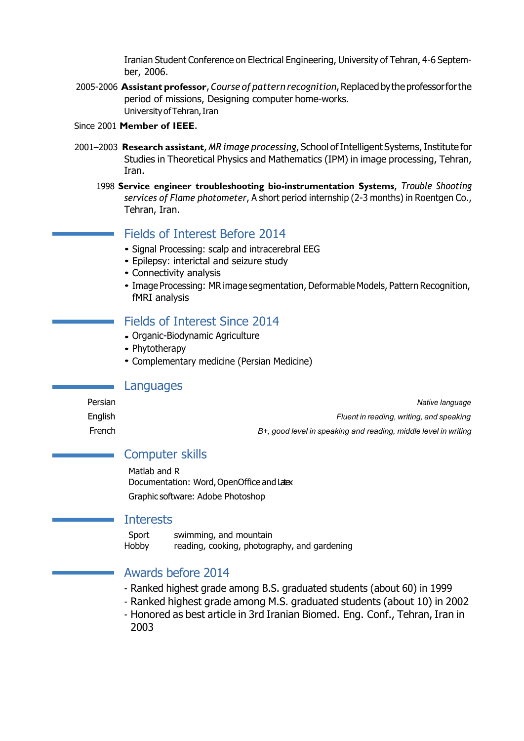Iranian Student Conference on Electrical Engineering, University of Tehran, 4-6 September, 2006.

2005-2006 **Assistant professor**, *Course of pattern recognition*, Replaced by the professor for the period of missions, Designing computer home-works.
University of Tehran, Iran

Since 2001 **Member of IEEE**.

2001–2003 **Research assistant**, *MR image processing*, School of Intelligent Systems, Institute for Studies in Theoretical Physics and Mathematics (IPM) in image processing, Tehran, Iran.

1998 **Service engineer troubleshooting bio-instrumentation Systems**, *Trouble Shooting services of Flame photometer*, A short period internship (2-3 months) in Roentgen Co., Tehran, Iran.

## Fields of Interest Before 2014

- Signal Processing: scalp and intracerebral EEG
- Epilepsy: interictal and seizure study
- Connectivity analysis
- Image Processing: MR image segmentation, Deformable Models, Pattern Recognition, fMRI analysis

## Fields of Interest Since 2014

- Organic-Biodynamic Agriculture
- Phytotherapy
- Complementary medicine (Persian Medicine)

## Languages

Persian — *Native language*

English — *Fluent in reading, writing, and speaking*

French — *B+, good level in speaking and reading, middle level in writing*

## Computer skills

Matlab and R

Documentation: Word, OpenOffice and Latex

Graphic software: Adobe Photoshop

## Interests

Sport — swimming, and mountain

Hobby — reading, cooking, photography, and gardening

## Awards before 2014

- Ranked highest grade among B.S. graduated students (about 60) in 1999
- Ranked highest grade among M.S. graduated students (about 10) in 2002
- Honored as best article in 3rd Iranian Biomed. Eng. Conf., Tehran, Iran in 2003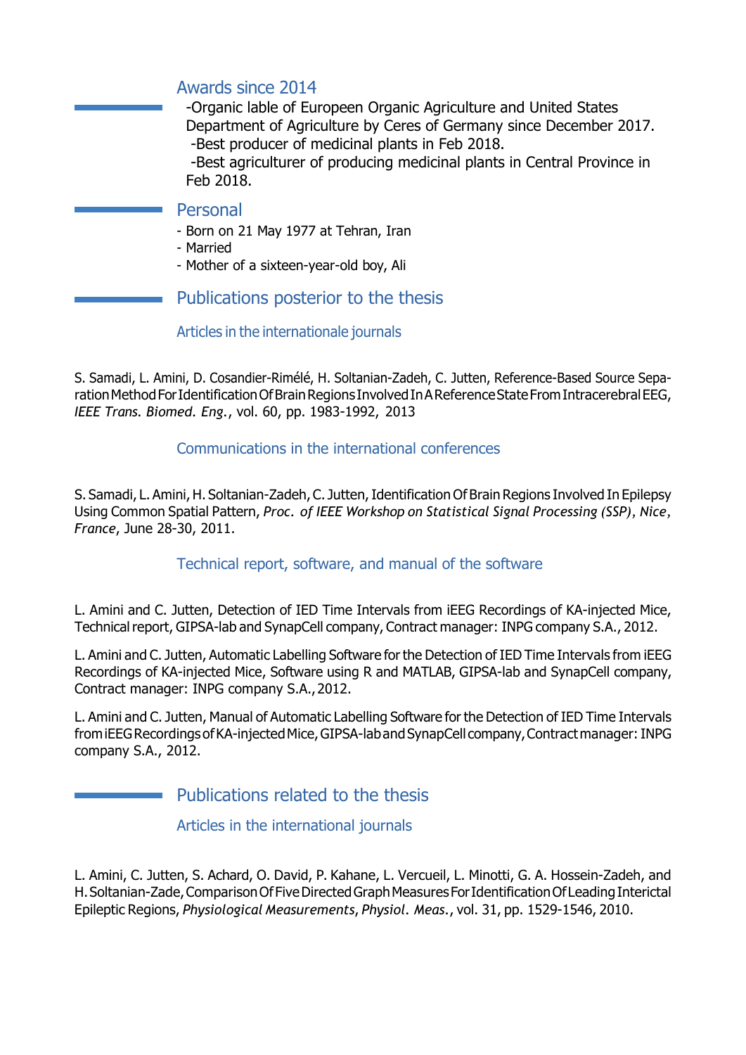## Awards since 2014

-Organic lable of Europeen Organic Agriculture and United States Department of Agriculture by Ceres of Germany since December 2017.
-Best producer of medicinal plants in Feb 2018.
-Best agriculturer of producing medicinal plants in Central Province in Feb 2018.

## Personal

- Born on 21 May 1977 at Tehran, Iran
- Married
- Mother of a sixteen-year-old boy, Ali

## Publications posterior to the thesis

### Articles in the internationale journals

S. Samadi, L. Amini, D. Cosandier-Rimélé, H. Soltanian-Zadeh, C. Jutten, Reference-Based Source Separation Method For Identification Of Brain Regions Involved In A Reference State From Intracerebral EEG, *IEEE Trans. Biomed. Eng.*, vol. 60, pp. 1983-1992, 2013

### Communications in the international conferences

S. Samadi, L. Amini, H. Soltanian-Zadeh, C. Jutten, Identification Of Brain Regions Involved In Epilepsy Using Common Spatial Pattern, *Proc. of IEEE Workshop on Statistical Signal Processing (SSP), Nice, France*, June 28-30, 2011.

### Technical report, software, and manual of the software

L. Amini and C. Jutten, Detection of IED Time Intervals from iEEG Recordings of KA-injected Mice, Technical report, GIPSA-lab and SynapCell company, Contract manager: INPG company S.A., 2012.

L. Amini and C. Jutten, Automatic Labelling Software for the Detection of IED Time Intervals from iEEG Recordings of KA-injected Mice, Software using R and MATLAB, GIPSA-lab and SynapCell company, Contract manager: INPG company S.A., 2012.

L. Amini and C. Jutten, Manual of Automatic Labelling Software for the Detection of IED Time Intervals from iEEG Recordings of KA-injected Mice, GIPSA-lab and SynapCell company, Contract manager: INPG company S.A., 2012.

## Publications related to the thesis

### Articles in the international journals

L. Amini, C. Jutten, S. Achard, O. David, P. Kahane, L. Vercueil, L. Minotti, G. A. Hossein-Zadeh, and H. Soltanian-Zade, Comparison Of Five Directed Graph Measures For Identification Of Leading Interictal Epileptic Regions, *Physiological Measurements*, *Physiol. Meas.*, vol. 31, pp. 1529-1546, 2010.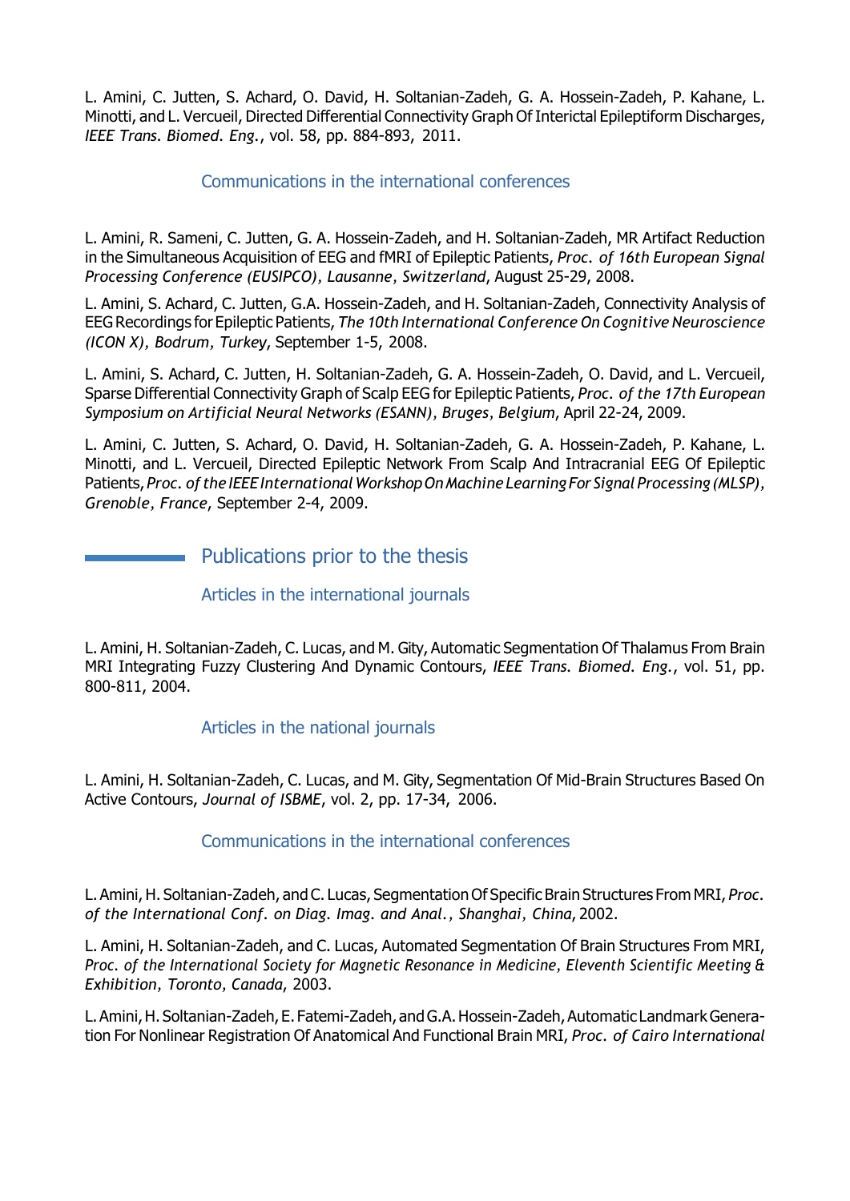L. Amini, C. Jutten, S. Achard, O. David, H. Soltanian-Zadeh, G. A. Hossein-Zadeh, P. Kahane, L. Minotti, and L. Vercueil, Directed Differential Connectivity Graph Of Interictal Epileptiform Discharges, *IEEE Trans. Biomed. Eng.*, vol. 58, pp. 884-893, 2011.

### Communications in the international conferences

L. Amini, R. Sameni, C. Jutten, G. A. Hossein-Zadeh, and H. Soltanian-Zadeh, MR Artifact Reduction in the Simultaneous Acquisition of EEG and fMRI of Epileptic Patients, *Proc. of 16th European Signal Processing Conference (EUSIPCO), Lausanne, Switzerland*, August 25-29, 2008.

L. Amini, S. Achard, C. Jutten, G.A. Hossein-Zadeh, and H. Soltanian-Zadeh, Connectivity Analysis of EEG Recordings for Epileptic Patients, *The 10th International Conference On Cognitive Neuroscience (ICON X), Bodrum, Turkey*, September 1-5, 2008.

L. Amini, S. Achard, C. Jutten, H. Soltanian-Zadeh, G. A. Hossein-Zadeh, O. David, and L. Vercueil, Sparse Differential Connectivity Graph of Scalp EEG for Epileptic Patients, *Proc. of the 17th European Symposium on Artificial Neural Networks (ESANN), Bruges, Belgium*, April 22-24, 2009.

L. Amini, C. Jutten, S. Achard, O. David, H. Soltanian-Zadeh, G. A. Hossein-Zadeh, P. Kahane, L. Minotti, and L. Vercueil, Directed Epileptic Network From Scalp And Intracranial EEG Of Epileptic Patients, *Proc. of the IEEE International Workshop On Machine Learning For Signal Processing (MLSP), Grenoble, France*, September 2-4, 2009.

## Publications prior to the thesis

### Articles in the international journals

L. Amini, H. Soltanian-Zadeh, C. Lucas, and M. Gity, Automatic Segmentation Of Thalamus From Brain MRI Integrating Fuzzy Clustering And Dynamic Contours, *IEEE Trans. Biomed. Eng.*, vol. 51, pp. 800-811, 2004.

### Articles in the national journals

L. Amini, H. Soltanian-Zadeh, C. Lucas, and M. Gity, Segmentation Of Mid-Brain Structures Based On Active Contours, *Journal of ISBME*, vol. 2, pp. 17-34, 2006.

### Communications in the international conferences

L. Amini, H. Soltanian-Zadeh, and C. Lucas, Segmentation Of Specific Brain Structures From MRI, *Proc. of the International Conf. on Diag. Imag. and Anal., Shanghai, China*, 2002.

L. Amini, H. Soltanian-Zadeh, and C. Lucas, Automated Segmentation Of Brain Structures From MRI, *Proc. of the International Society for Magnetic Resonance in Medicine, Eleventh Scientific Meeting & Exhibition, Toronto, Canada*, 2003.

L. Amini, H. Soltanian-Zadeh, E. Fatemi-Zadeh, and G.A. Hossein-Zadeh, Automatic Landmark Generation For Nonlinear Registration Of Anatomical And Functional Brain MRI, *Proc. of Cairo International*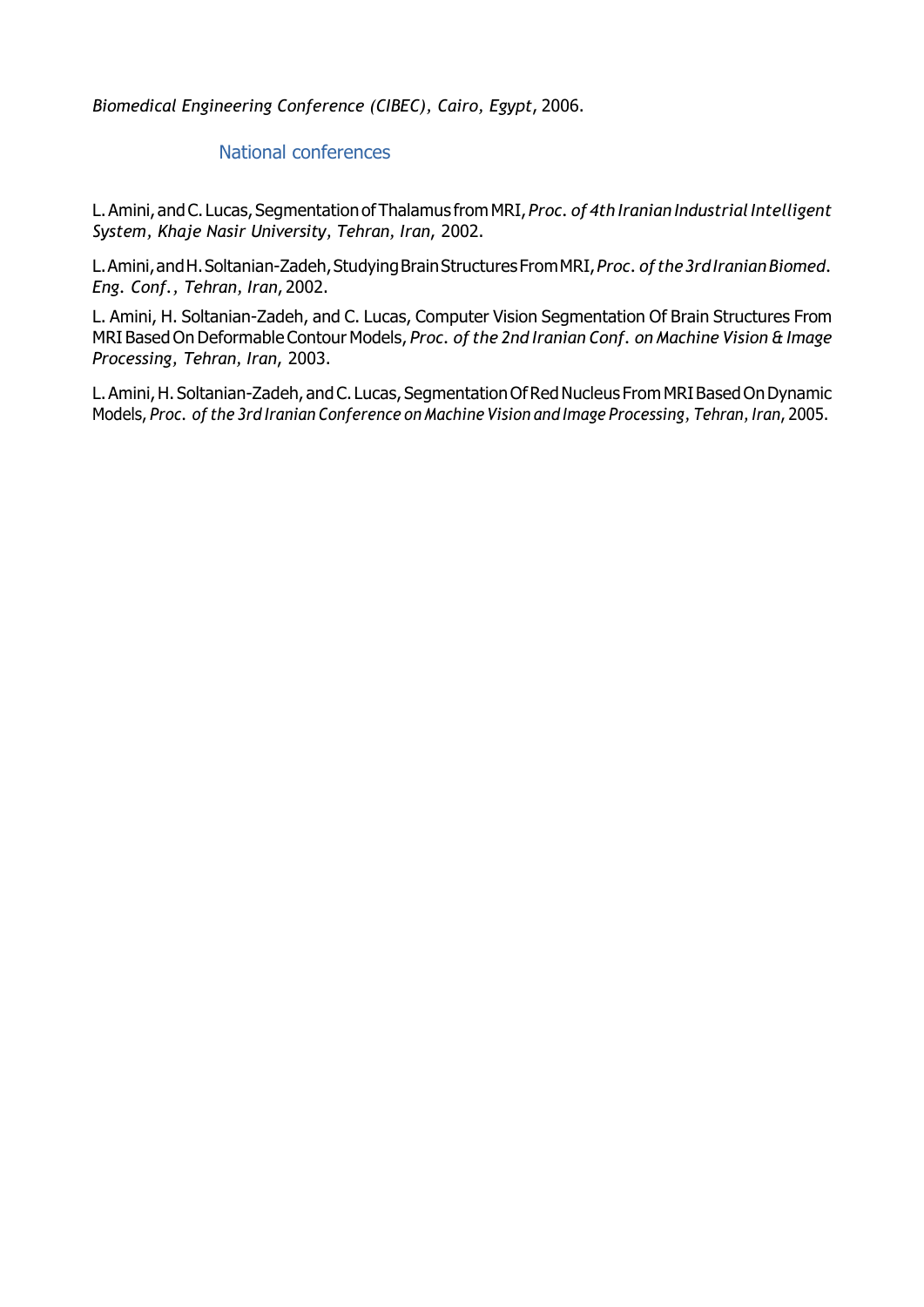*Biomedical Engineering Conference (CIBEC), Cairo, Egypt*, 2006.

### National conferences

L. Amini, and C. Lucas, Segmentation of Thalamus from MRI, *Proc. of 4th Iranian Industrial Intelligent System, Khaje Nasir University, Tehran, Iran*, 2002.

L. Amini, and H. Soltanian-Zadeh, Studying Brain Structures From MRI, *Proc. of the 3rd Iranian Biomed. Eng. Conf., Tehran, Iran*, 2002.

L. Amini, H. Soltanian-Zadeh, and C. Lucas, Computer Vision Segmentation Of Brain Structures From MRI Based On Deformable Contour Models, *Proc. of the 2nd Iranian Conf. on Machine Vision & Image Processing, Tehran, Iran*, 2003.

L. Amini, H. Soltanian-Zadeh, and C. Lucas, Segmentation Of Red Nucleus From MRI Based On Dynamic Models, *Proc. of the 3rd Iranian Conference on Machine Vision and Image Processing, Tehran, Iran*, 2005.